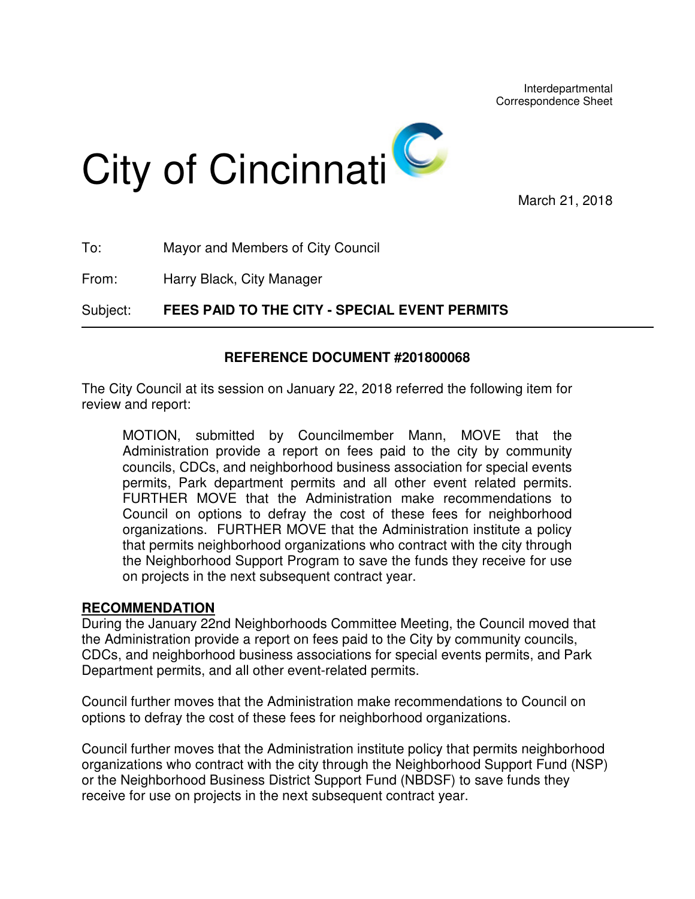Interdepartmental
Correspondence Sheet

# City of Cincinnati

March 21, 2018

To: Mayor and Members of City Council

From: Harry Black, City Manager

Subject: **FEES PAID TO THE CITY - SPECIAL EVENT PERMITS**

---

**REFERENCE DOCUMENT #201800068**

The City Council at its session on January 22, 2018 referred the following item for review and report:

> MOTION, submitted by Councilmember Mann, MOVE that the Administration provide a report on fees paid to the city by community councils, CDCs, and neighborhood business association for special events permits, Park department permits and all other event related permits. FURTHER MOVE that the Administration make recommendations to Council on options to defray the cost of these fees for neighborhood organizations. FURTHER MOVE that the Administration institute a policy that permits neighborhood organizations who contract with the city through the Neighborhood Support Program to save the funds they receive for use on projects in the next subsequent contract year.

**RECOMMENDATION**

During the January 22nd Neighborhoods Committee Meeting, the Council moved that the Administration provide a report on fees paid to the City by community councils, CDCs, and neighborhood business associations for special events permits, and Park Department permits, and all other event-related permits.

Council further moves that the Administration make recommendations to Council on options to defray the cost of these fees for neighborhood organizations.

Council further moves that the Administration institute policy that permits neighborhood organizations who contract with the city through the Neighborhood Support Fund (NSP) or the Neighborhood Business District Support Fund (NBDSF) to save funds they receive for use on projects in the next subsequent contract year.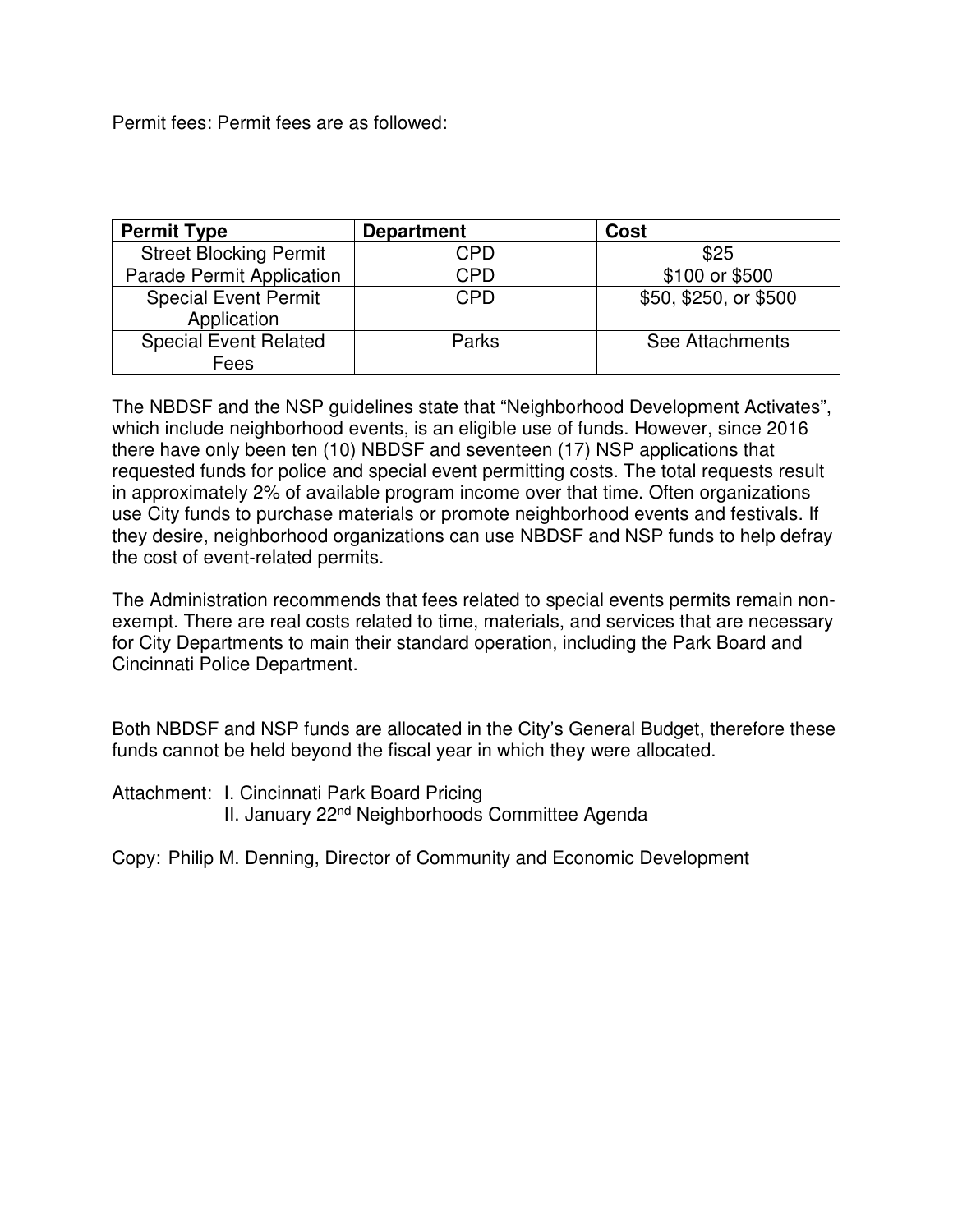Permit fees: Permit fees are as followed:

| Permit Type | Department | Cost |
| --- | --- | --- |
| Street Blocking Permit | CPD | $25 |
| Parade Permit Application | CPD | $100 or $500 |
| Special Event Permit Application | CPD | $50, $250, or $500 |
| Special Event Related Fees | Parks | See Attachments |

The NBDSF and the NSP guidelines state that “Neighborhood Development Activates”, which include neighborhood events, is an eligible use of funds. However, since 2016 there have only been ten (10) NBDSF and seventeen (17) NSP applications that requested funds for police and special event permitting costs. The total requests result in approximately 2% of available program income over that time. Often organizations use City funds to purchase materials or promote neighborhood events and festivals. If they desire, neighborhood organizations can use NBDSF and NSP funds to help defray the cost of event-related permits.

The Administration recommends that fees related to special events permits remain non-exempt. There are real costs related to time, materials, and services that are necessary for City Departments to main their standard operation, including the Park Board and Cincinnati Police Department.

Both NBDSF and NSP funds are allocated in the City’s General Budget, therefore these funds cannot be held beyond the fiscal year in which they were allocated.

Attachment: I. Cincinnati Park Board Pricing
II. January 22nd Neighborhoods Committee Agenda

Copy: Philip M. Denning, Director of Community and Economic Development